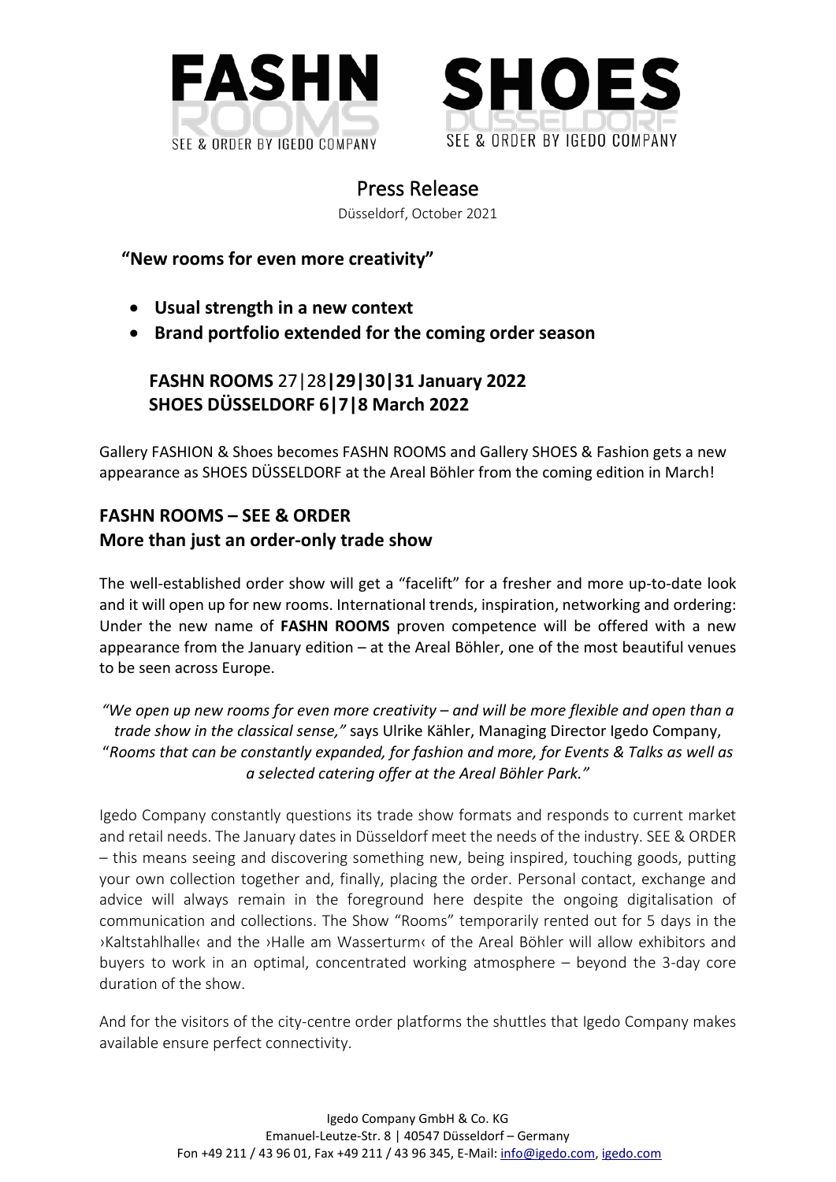FASHN ROOMS – SEE & ORDER BY IGEDO COMPANY

SHOES DUSSELDORF – SEE & ORDER BY IGEDO COMPANY

# Press Release

Düsseldorf, October 2021

**"New rooms for even more creativity"**

- **Usual strength in a new context**
- **Brand portfolio extended for the coming order season**

**FASHN ROOMS** 27|28**|29|30|31 January 2022**
**SHOES DÜSSELDORF 6|7|8 March 2022**

Gallery FASHION & Shoes becomes FASHN ROOMS and Gallery SHOES & Fashion gets a new appearance as SHOES DÜSSELDORF at the Areal Böhler from the coming edition in March!

## FASHN ROOMS – SEE & ORDER
## More than just an order-only trade show

The well-established order show will get a "facelift" for a fresher and more up-to-date look and it will open up for new rooms. International trends, inspiration, networking and ordering: Under the new name of **FASHN ROOMS** proven competence will be offered with a new appearance from the January edition – at the Areal Böhler, one of the most beautiful venues to be seen across Europe.

*"We open up new rooms for even more creativity – and will be more flexible and open than a trade show in the classical sense,"* says Ulrike Kähler, Managing Director Igedo Company, "*Rooms that can be constantly expanded, for fashion and more, for Events & Talks as well as a selected catering offer at the Areal Böhler Park."*

Igedo Company constantly questions its trade show formats and responds to current market and retail needs. The January dates in Düsseldorf meet the needs of the industry. SEE & ORDER – this means seeing and discovering something new, being inspired, touching goods, putting your own collection together and, finally, placing the order. Personal contact, exchange and advice will always remain in the foreground here despite the ongoing digitalisation of communication and collections. The Show "Rooms" temporarily rented out for 5 days in the ›Kaltstahlhalle‹ and the ›Halle am Wasserturm‹ of the Areal Böhler will allow exhibitors and buyers to work in an optimal, concentrated working atmosphere – beyond the 3-day core duration of the show.

And for the visitors of the city-centre order platforms the shuttles that Igedo Company makes available ensure perfect connectivity.

Igedo Company GmbH & Co. KG
Emanuel-Leutze-Str. 8 | 40547 Düsseldorf – Germany
Fon +49 211 / 43 96 01, Fax +49 211 / 43 96 345, E-Mail: info@igedo.com, igedo.com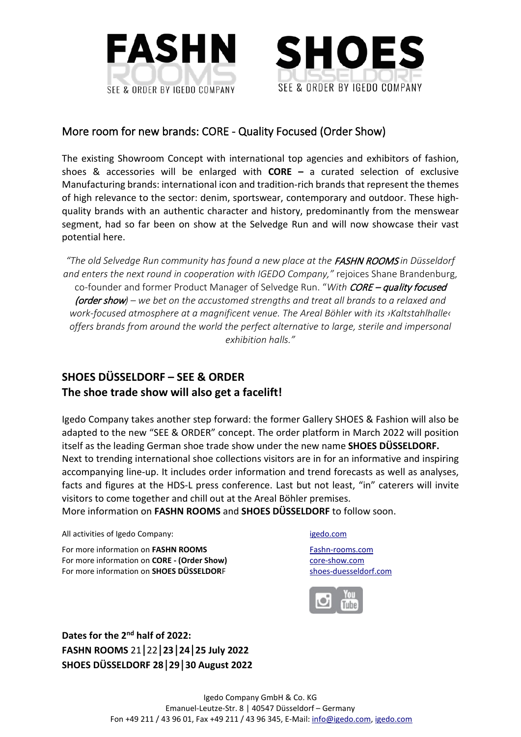## More room for new brands: CORE - Quality Focused (Order Show)

The existing Showroom Concept with international top agencies and exhibitors of fashion, shoes & accessories will be enlarged with **CORE –** a curated selection of exclusive Manufacturing brands: international icon and tradition-rich brands that represent the themes of high relevance to the sector: denim, sportswear, contemporary and outdoor. These high-quality brands with an authentic character and history, predominantly from the menswear segment, had so far been on show at the Selvedge Run and will now showcase their vast potential here.

*"The old Selvedge Run community has found a new place at the FASHN ROOMS in Düsseldorf and enters the next round in cooperation with IGEDO Company,"* rejoices Shane Brandenburg, co-founder and former Product Manager of Selvedge Run. "*With CORE – quality focused (order show) – we bet on the accustomed strengths and treat all brands to a relaxed and work-focused atmosphere at a magnificent venue. The Areal Böhler with its ›Kaltstahlhalle‹ offers brands from around the world the perfect alternative to large, sterile and impersonal exhibition halls."*

## SHOES DÜSSELDORF – SEE & ORDER
## The shoe trade show will also get a facelift!

Igedo Company takes another step forward: the former Gallery SHOES & Fashion will also be adapted to the new "SEE & ORDER" concept. The order platform in March 2022 will position itself as the leading German shoe trade show under the new name **SHOES DÜSSELDORF.**
Next to trending international shoe collections visitors are in for an informative and inspiring accompanying line-up. It includes order information and trend forecasts as well as analyses, facts and figures at the HDS-L press conference. Last but not least, "in" caterers will invite visitors to come together and chill out at the Areal Böhler premises.
More information on **FASHN ROOMS** and **SHOES DÜSSELDORF** to follow soon.

All activities of Igedo Company: igedo.com

For more information on **FASHN ROOMS** Fashn-rooms.com
For more information on **CORE - (Order Show)** core-show.com
For more information on **SHOES DÜSSELDOR**F shoes-duesseldorf.com

**Dates for the 2nd half of 2022:**
**FASHN ROOMS** 21│22│**23│24│25 July 2022**
**SHOES DÜSSELDORF 28│29│30 August 2022**

Igedo Company GmbH & Co. KG
Emanuel-Leutze-Str. 8 | 40547 Düsseldorf – Germany
Fon +49 211 / 43 96 01, Fax +49 211 / 43 96 345, E-Mail: info@igedo.com, igedo.com